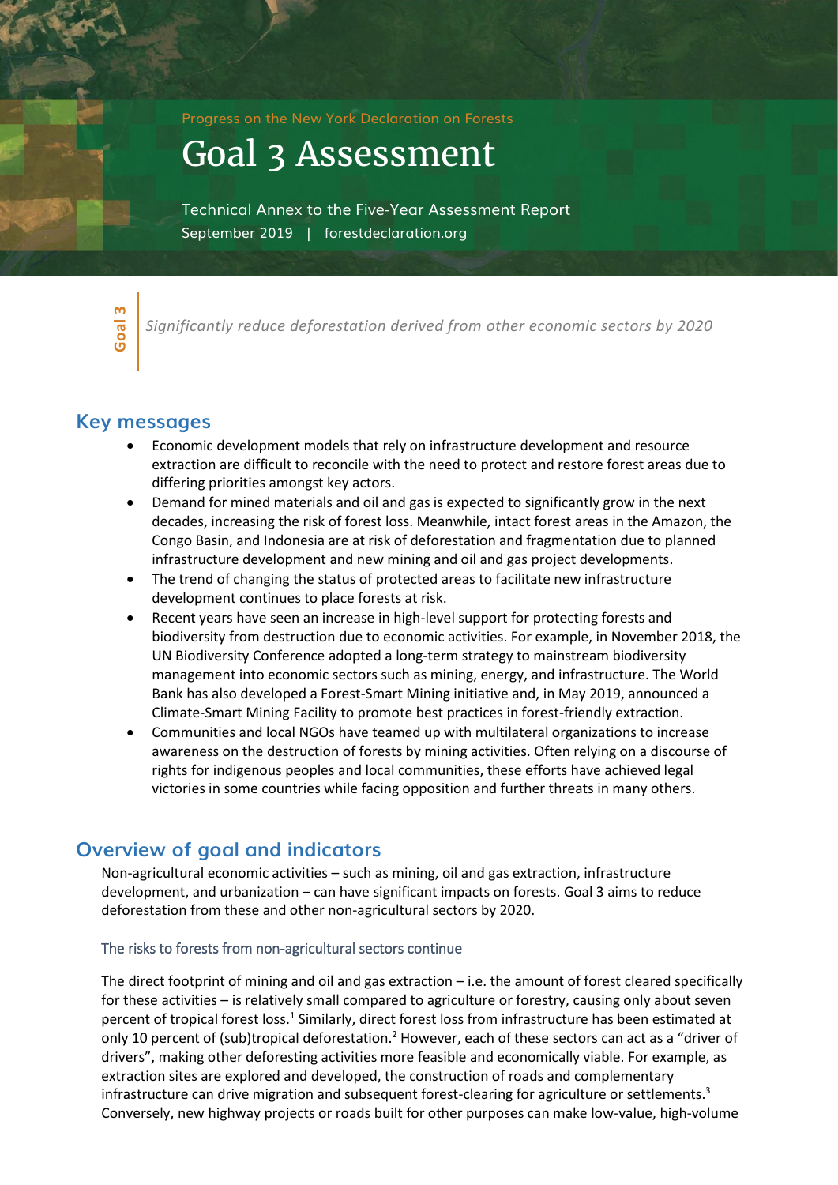Progress on the New York Declaration on Forests

# Goal 3 Assessment

Technical Annex to the Five-Year Assessment Report

September 2019 | forestdeclaration.org

**Goal 3** *Significantly reduce deforestation derived from other economic sectors by 2020*

## Key messages

- Economic development models that rely on infrastructure development and resource extraction are difficult to reconcile with the need to protect and restore forest areas due to differing priorities amongst key actors.
- Demand for mined materials and oil and gas is expected to significantly grow in the next decades, increasing the risk of forest loss. Meanwhile, intact forest areas in the Amazon, the Congo Basin, and Indonesia are at risk of deforestation and fragmentation due to planned infrastructure development and new mining and oil and gas project developments.
- The trend of changing the status of protected areas to facilitate new infrastructure development continues to place forests at risk.
- Recent years have seen an increase in high-level support for protecting forests and biodiversity from destruction due to economic activities. For example, in November 2018, the UN Biodiversity Conference adopted a long-term strategy to mainstream biodiversity management into economic sectors such as mining, energy, and infrastructure. The World Bank has also developed a Forest-Smart Mining initiative and, in May 2019, announced a Climate-Smart Mining Facility to promote best practices in forest-friendly extraction.
- Communities and local NGOs have teamed up with multilateral organizations to increase awareness on the destruction of forests by mining activities. Often relying on a discourse of rights for indigenous peoples and local communities, these efforts have achieved legal victories in some countries while facing opposition and further threats in many others.

## Overview of goal and indicators

Non-agricultural economic activities – such as mining, oil and gas extraction, infrastructure development, and urbanization – can have significant impacts on forests. Goal 3 aims to reduce deforestation from these and other non-agricultural sectors by 2020.

### The risks to forests from non-agricultural sectors continue

The direct footprint of mining and oil and gas extraction – i.e. the amount of forest cleared specifically for these activities – is relatively small compared to agriculture or forestry, causing only about seven percent of tropical forest loss.[1] Similarly, direct forest loss from infrastructure has been estimated at only 10 percent of (sub)tropical deforestation.[2] However, each of these sectors can act as a "driver of drivers", making other deforesting activities more feasible and economically viable. For example, as extraction sites are explored and developed, the construction of roads and complementary infrastructure can drive migration and subsequent forest-clearing for agriculture or settlements.[3] Conversely, new highway projects or roads built for other purposes can make low-value, high-volume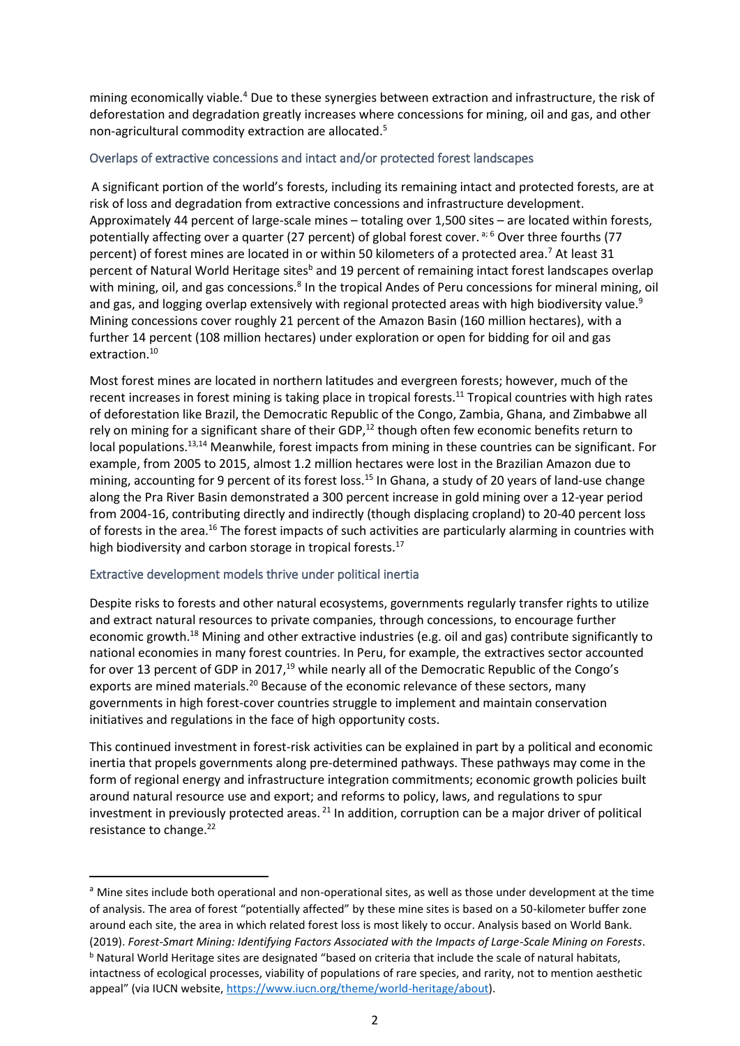mining economically viable.[4] Due to these synergies between extraction and infrastructure, the risk of deforestation and degradation greatly increases where concessions for mining, oil and gas, and other non-agricultural commodity extraction are allocated.[5]

### Overlaps of extractive concessions and intact and/or protected forest landscapes

A significant portion of the world's forests, including its remaining intact and protected forests, are at risk of loss and degradation from extractive concessions and infrastructure development. Approximately 44 percent of large-scale mines – totaling over 1,500 sites – are located within forests, potentially affecting over a quarter (27 percent) of global forest cover.[a; 6] Over three fourths (77 percent) of forest mines are located in or within 50 kilometers of a protected area.[7] At least 31 percent of Natural World Heritage sites[b] and 19 percent of remaining intact forest landscapes overlap with mining, oil, and gas concessions.[8] In the tropical Andes of Peru concessions for mineral mining, oil and gas, and logging overlap extensively with regional protected areas with high biodiversity value.[9] Mining concessions cover roughly 21 percent of the Amazon Basin (160 million hectares), with a further 14 percent (108 million hectares) under exploration or open for bidding for oil and gas extraction.[10]

Most forest mines are located in northern latitudes and evergreen forests; however, much of the recent increases in forest mining is taking place in tropical forests.[11] Tropical countries with high rates of deforestation like Brazil, the Democratic Republic of the Congo, Zambia, Ghana, and Zimbabwe all rely on mining for a significant share of their GDP,[12] though often few economic benefits return to local populations.[13,14] Meanwhile, forest impacts from mining in these countries can be significant. For example, from 2005 to 2015, almost 1.2 million hectares were lost in the Brazilian Amazon due to mining, accounting for 9 percent of its forest loss.[15] In Ghana, a study of 20 years of land-use change along the Pra River Basin demonstrated a 300 percent increase in gold mining over a 12-year period from 2004-16, contributing directly and indirectly (though displacing cropland) to 20-40 percent loss of forests in the area.[16] The forest impacts of such activities are particularly alarming in countries with high biodiversity and carbon storage in tropical forests.[17]

### Extractive development models thrive under political inertia

Despite risks to forests and other natural ecosystems, governments regularly transfer rights to utilize and extract natural resources to private companies, through concessions, to encourage further economic growth.[18] Mining and other extractive industries (e.g. oil and gas) contribute significantly to national economies in many forest countries. In Peru, for example, the extractives sector accounted for over 13 percent of GDP in 2017,[19] while nearly all of the Democratic Republic of the Congo's exports are mined materials.[20] Because of the economic relevance of these sectors, many governments in high forest-cover countries struggle to implement and maintain conservation initiatives and regulations in the face of high opportunity costs.

This continued investment in forest-risk activities can be explained in part by a political and economic inertia that propels governments along pre-determined pathways. These pathways may come in the form of regional energy and infrastructure integration commitments; economic growth policies built around natural resource use and export; and reforms to policy, laws, and regulations to spur investment in previously protected areas.[21] In addition, corruption can be a major driver of political resistance to change.[22]

---

[a] Mine sites include both operational and non-operational sites, as well as those under development at the time of analysis. The area of forest "potentially affected" by these mine sites is based on a 50-kilometer buffer zone around each site, the area in which related forest loss is most likely to occur. Analysis based on World Bank. (2019). *Forest-Smart Mining: Identifying Factors Associated with the Impacts of Large-Scale Mining on Forests*.

[b] Natural World Heritage sites are designated "based on criteria that include the scale of natural habitats, intactness of ecological processes, viability of populations of rare species, and rarity, not to mention aesthetic appeal" (via IUCN website, https://www.iucn.org/theme/world-heritage/about).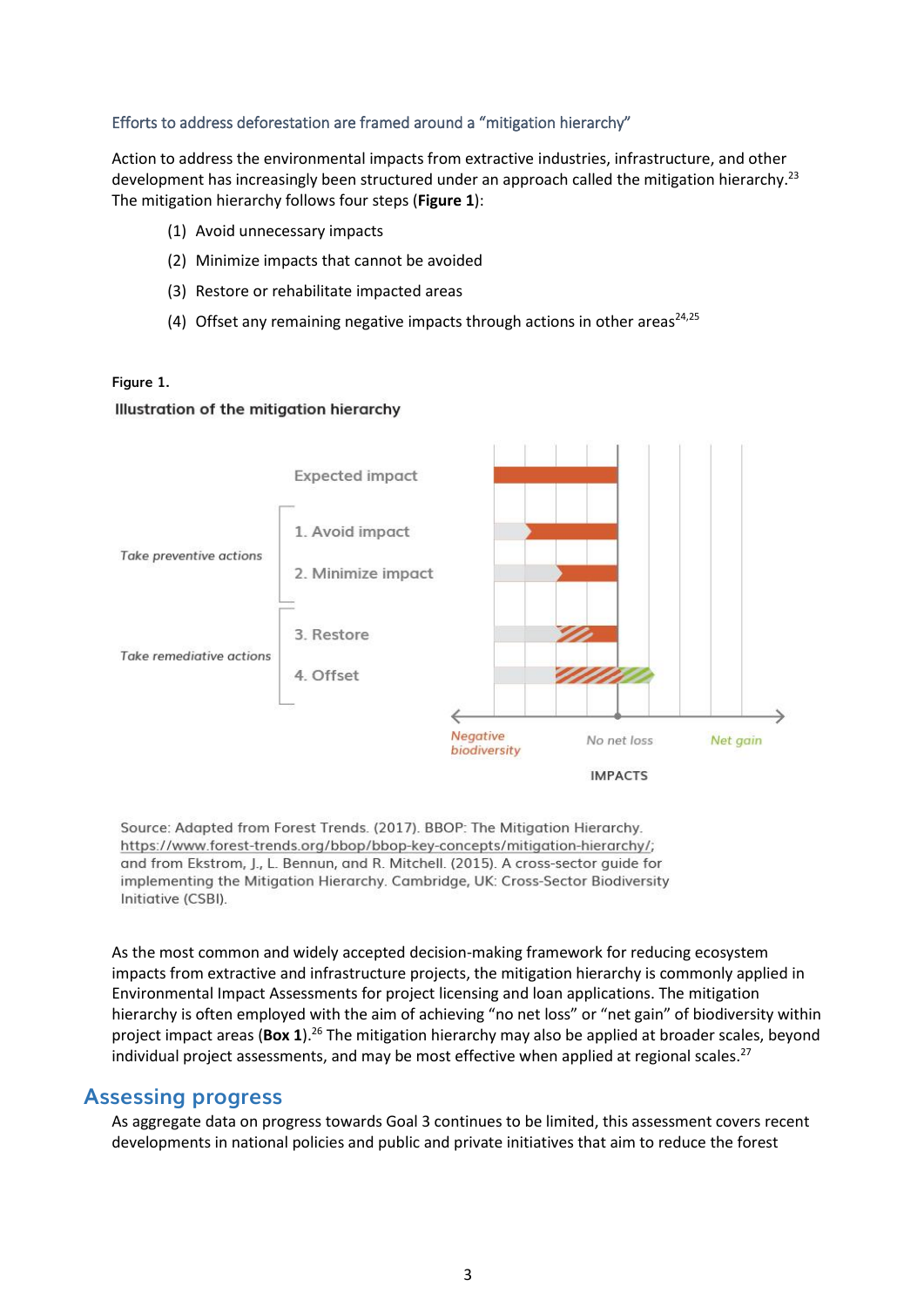### Efforts to address deforestation are framed around a "mitigation hierarchy"

Action to address the environmental impacts from extractive industries, infrastructure, and other development has increasingly been structured under an approach called the mitigation hierarchy.[23] The mitigation hierarchy follows four steps (**Figure 1**):

(1) Avoid unnecessary impacts

(2) Minimize impacts that cannot be avoided

(3) Restore or rehabilitate impacted areas

(4) Offset any remaining negative impacts through actions in other areas[24,25]

**Figure 1.**

**Illustration of the mitigation hierarchy**

Expected impact

*Take preventive actions*
1. Avoid impact
2. Minimize impact

*Take remediative actions*
3. Restore
4. Offset

*Negative biodiversity* — *No net loss* — *Net gain*

IMPACTS

Source: Adapted from Forest Trends. (2017). BBOP: The Mitigation Hierarchy. https://www.forest-trends.org/bbop/bbop-key-concepts/mitigation-hierarchy/; and from Ekstrom, J., L. Bennun, and R. Mitchell. (2015). A cross-sector guide for implementing the Mitigation Hierarchy. Cambridge, UK: Cross-Sector Biodiversity Initiative (CSBI).

As the most common and widely accepted decision-making framework for reducing ecosystem impacts from extractive and infrastructure projects, the mitigation hierarchy is commonly applied in Environmental Impact Assessments for project licensing and loan applications. The mitigation hierarchy is often employed with the aim of achieving "no net loss" or "net gain" of biodiversity within project impact areas (**Box 1**).[26] The mitigation hierarchy may also be applied at broader scales, beyond individual project assessments, and may be most effective when applied at regional scales.[27]

## Assessing progress

As aggregate data on progress towards Goal 3 continues to be limited, this assessment covers recent developments in national policies and public and private initiatives that aim to reduce the forest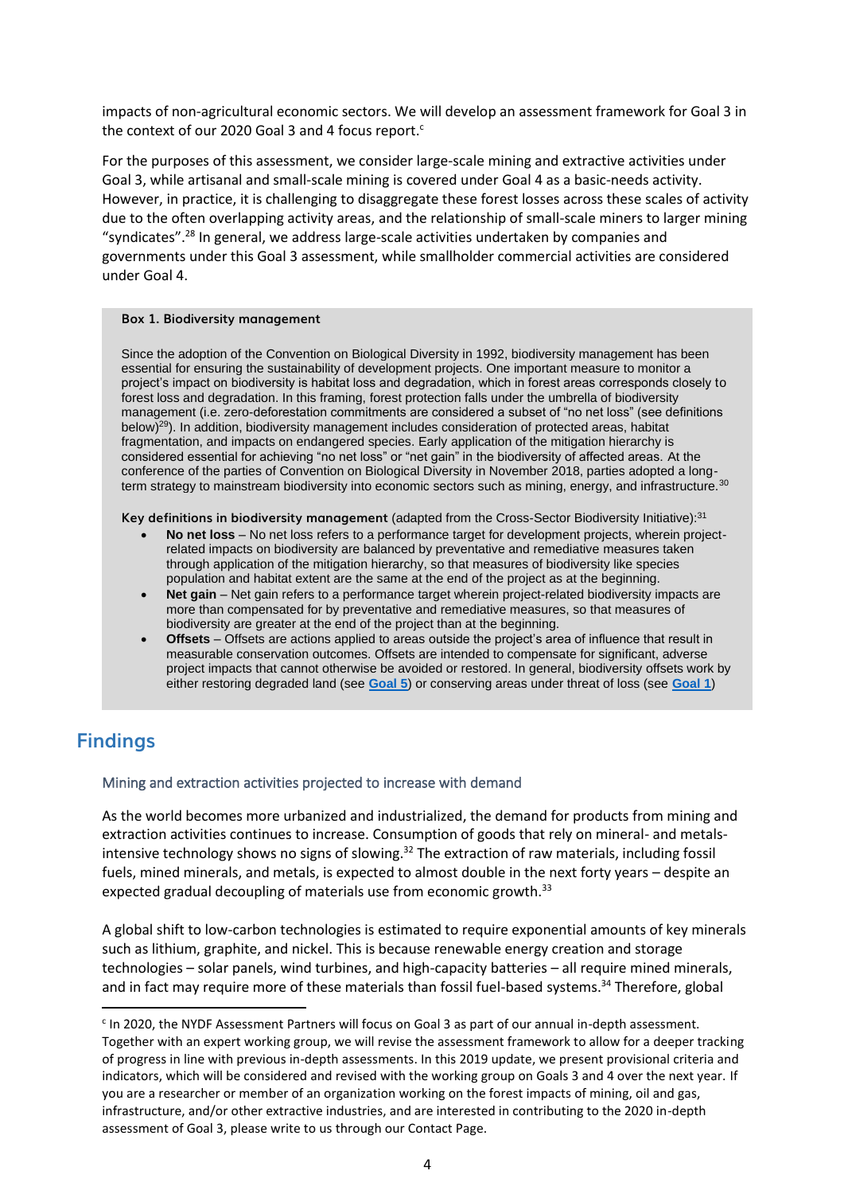impacts of non-agricultural economic sectors. We will develop an assessment framework for Goal 3 in the context of our 2020 Goal 3 and 4 focus report.[c]

For the purposes of this assessment, we consider large-scale mining and extractive activities under Goal 3, while artisanal and small-scale mining is covered under Goal 4 as a basic-needs activity. However, in practice, it is challenging to disaggregate these forest losses across these scales of activity due to the often overlapping activity areas, and the relationship of small-scale miners to larger mining "syndicates".[28] In general, we address large-scale activities undertaken by companies and governments under this Goal 3 assessment, while smallholder commercial activities are considered under Goal 4.

> **Box 1. Biodiversity management**
>
> Since the adoption of the Convention on Biological Diversity in 1992, biodiversity management has been essential for ensuring the sustainability of development projects. One important measure to monitor a project's impact on biodiversity is habitat loss and degradation, which in forest areas corresponds closely to forest loss and degradation. In this framing, forest protection falls under the umbrella of biodiversity management (i.e. zero-deforestation commitments are considered a subset of "no net loss" (see definitions below)[29]). In addition, biodiversity management includes consideration of protected areas, habitat fragmentation, and impacts on endangered species. Early application of the mitigation hierarchy is considered essential for achieving "no net loss" or "net gain" in the biodiversity of affected areas. At the conference of the parties of Convention on Biological Diversity in November 2018, parties adopted a long-term strategy to mainstream biodiversity into economic sectors such as mining, energy, and infrastructure.[30]
>
> **Key definitions in biodiversity management** (adapted from the Cross-Sector Biodiversity Initiative):[31]
>
> - **No net loss** – No net loss refers to a performance target for development projects, wherein project-related impacts on biodiversity are balanced by preventative and remediative measures taken through application of the mitigation hierarchy, so that measures of biodiversity like species population and habitat extent are the same at the end of the project as at the beginning.
> - **Net gain** – Net gain refers to a performance target wherein project-related biodiversity impacts are more than compensated for by preventative and remediative measures, so that measures of biodiversity are greater at the end of the project than at the beginning.
> - **Offsets** – Offsets are actions applied to areas outside the project's area of influence that result in measurable conservation outcomes. Offsets are intended to compensate for significant, adverse project impacts that cannot otherwise be avoided or restored. In general, biodiversity offsets work by either restoring degraded land (see Goal 5) or conserving areas under threat of loss (see Goal 1)

## Findings

### Mining and extraction activities projected to increase with demand

As the world becomes more urbanized and industrialized, the demand for products from mining and extraction activities continues to increase. Consumption of goods that rely on mineral- and metals-intensive technology shows no signs of slowing.[32] The extraction of raw materials, including fossil fuels, mined minerals, and metals, is expected to almost double in the next forty years – despite an expected gradual decoupling of materials use from economic growth.[33]

A global shift to low-carbon technologies is estimated to require exponential amounts of key minerals such as lithium, graphite, and nickel. This is because renewable energy creation and storage technologies – solar panels, wind turbines, and high-capacity batteries – all require mined minerals, and in fact may require more of these materials than fossil fuel-based systems.[34] Therefore, global

---

[c] In 2020, the NYDF Assessment Partners will focus on Goal 3 as part of our annual in-depth assessment. Together with an expert working group, we will revise the assessment framework to allow for a deeper tracking of progress in line with previous in-depth assessments. In this 2019 update, we present provisional criteria and indicators, which will be considered and revised with the working group on Goals 3 and 4 over the next year. If you are a researcher or member of an organization working on the forest impacts of mining, oil and gas, infrastructure, and/or other extractive industries, and are interested in contributing to the 2020 in-depth assessment of Goal 3, please write to us through our Contact Page.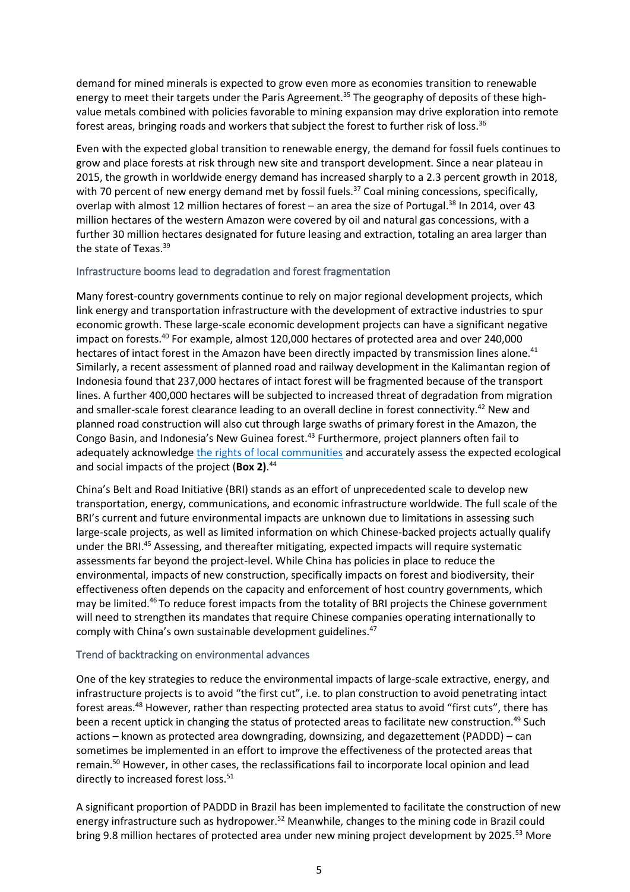demand for mined minerals is expected to grow even more as economies transition to renewable energy to meet their targets under the Paris Agreement.[35] The geography of deposits of these high-value metals combined with policies favorable to mining expansion may drive exploration into remote forest areas, bringing roads and workers that subject the forest to further risk of loss.[36]

Even with the expected global transition to renewable energy, the demand for fossil fuels continues to grow and place forests at risk through new site and transport development. Since a near plateau in 2015, the growth in worldwide energy demand has increased sharply to a 2.3 percent growth in 2018, with 70 percent of new energy demand met by fossil fuels.[37] Coal mining concessions, specifically, overlap with almost 12 million hectares of forest – an area the size of Portugal.[38] In 2014, over 43 million hectares of the western Amazon were covered by oil and natural gas concessions, with a further 30 million hectares designated for future leasing and extraction, totaling an area larger than the state of Texas.[39]

### Infrastructure booms lead to degradation and forest fragmentation

Many forest-country governments continue to rely on major regional development projects, which link energy and transportation infrastructure with the development of extractive industries to spur economic growth. These large-scale economic development projects can have a significant negative impact on forests.[40] For example, almost 120,000 hectares of protected area and over 240,000 hectares of intact forest in the Amazon have been directly impacted by transmission lines alone.[41] Similarly, a recent assessment of planned road and railway development in the Kalimantan region of Indonesia found that 237,000 hectares of intact forest will be fragmented because of the transport lines. A further 400,000 hectares will be subjected to increased threat of degradation from migration and smaller-scale forest clearance leading to an overall decline in forest connectivity.[42] New and planned road construction will also cut through large swaths of primary forest in the Amazon, the Congo Basin, and Indonesia's New Guinea forest.[43] Furthermore, project planners often fail to adequately acknowledge the rights of local communities and accurately assess the expected ecological and social impacts of the project (**Box 2)**.[44]

China's Belt and Road Initiative (BRI) stands as an effort of unprecedented scale to develop new transportation, energy, communications, and economic infrastructure worldwide. The full scale of the BRI's current and future environmental impacts are unknown due to limitations in assessing such large-scale projects, as well as limited information on which Chinese-backed projects actually qualify under the BRI.[45] Assessing, and thereafter mitigating, expected impacts will require systematic assessments far beyond the project-level. While China has policies in place to reduce the environmental, impacts of new construction, specifically impacts on forest and biodiversity, their effectiveness often depends on the capacity and enforcement of host country governments, which may be limited.[46] To reduce forest impacts from the totality of BRI projects the Chinese government will need to strengthen its mandates that require Chinese companies operating internationally to comply with China's own sustainable development guidelines.[47]

### Trend of backtracking on environmental advances

One of the key strategies to reduce the environmental impacts of large-scale extractive, energy, and infrastructure projects is to avoid "the first cut", i.e. to plan construction to avoid penetrating intact forest areas.[48] However, rather than respecting protected area status to avoid "first cuts", there has been a recent uptick in changing the status of protected areas to facilitate new construction.[49] Such actions – known as protected area downgrading, downsizing, and degazettement (PADDD) – can sometimes be implemented in an effort to improve the effectiveness of the protected areas that remain.[50] However, in other cases, the reclassifications fail to incorporate local opinion and lead directly to increased forest loss.[51]

A significant proportion of PADDD in Brazil has been implemented to facilitate the construction of new energy infrastructure such as hydropower.[52] Meanwhile, changes to the mining code in Brazil could bring 9.8 million hectares of protected area under new mining project development by 2025.[53] More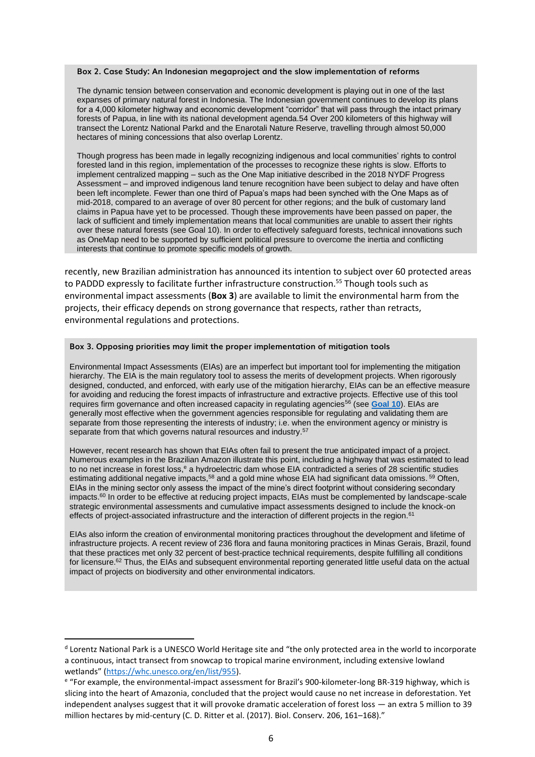**Box 2. Case Study: An Indonesian megaproject and the slow implementation of reforms**

The dynamic tension between conservation and economic development is playing out in one of the last expanses of primary natural forest in Indonesia. The Indonesian government continues to develop its plans for a 4,000 kilometer highway and economic development "corridor" that will pass through the intact primary forests of Papua, in line with its national development agenda.54 Over 200 kilometers of this highway will transect the Lorentz National Parkd and the Enarotali Nature Reserve, travelling through almost 50,000 hectares of mining concessions that also overlap Lorentz.

Though progress has been made in legally recognizing indigenous and local communities' rights to control forested land in this region, implementation of the processes to recognize these rights is slow. Efforts to implement centralized mapping – such as the One Map initiative described in the 2018 NYDF Progress Assessment – and improved indigenous land tenure recognition have been subject to delay and have often been left incomplete. Fewer than one third of Papua's maps had been synched with the One Maps as of mid-2018, compared to an average of over 80 percent for other regions; and the bulk of customary land claims in Papua have yet to be processed. Though these improvements have been passed on paper, the lack of sufficient and timely implementation means that local communities are unable to assert their rights over these natural forests (see Goal 10). In order to effectively safeguard forests, technical innovations such as OneMap need to be supported by sufficient political pressure to overcome the inertia and conflicting interests that continue to promote specific models of growth.

recently, new Brazilian administration has announced its intention to subject over 60 protected areas to PADDD expressly to facilitate further infrastructure construction.[55] Though tools such as environmental impact assessments (**Box 3**) are available to limit the environmental harm from the projects, their efficacy depends on strong governance that respects, rather than retracts, environmental regulations and protections.

**Box 3. Opposing priorities may limit the proper implementation of mitigation tools**

Environmental Impact Assessments (EIAs) are an imperfect but important tool for implementing the mitigation hierarchy. The EIA is the main regulatory tool to assess the merits of development projects. When rigorously designed, conducted, and enforced, with early use of the mitigation hierarchy, EIAs can be an effective measure for avoiding and reducing the forest impacts of infrastructure and extractive projects. Effective use of this tool requires firm governance and often increased capacity in regulating agencies[56] (see **Goal 10**). EIAs are generally most effective when the government agencies responsible for regulating and validating them are separate from those representing the interests of industry; i.e. when the environment agency or ministry is separate from that which governs natural resources and industry.[57]

However, recent research has shown that EIAs often fail to present the true anticipated impact of a project. Numerous examples in the Brazilian Amazon illustrate this point, including a highway that was estimated to lead to no net increase in forest loss,[e] a hydroelectric dam whose EIA contradicted a series of 28 scientific studies estimating additional negative impacts,[58] and a gold mine whose EIA had significant data omissions.[59] Often, EIAs in the mining sector only assess the impact of the mine's direct footprint without considering secondary impacts.[60] In order to be effective at reducing project impacts, EIAs must be complemented by landscape-scale strategic environmental assessments and cumulative impact assessments designed to include the knock-on effects of project-associated infrastructure and the interaction of different projects in the region.[61]

EIAs also inform the creation of environmental monitoring practices throughout the development and lifetime of infrastructure projects. A recent review of 236 flora and fauna monitoring practices in Minas Gerais, Brazil, found that these practices met only 32 percent of best-practice technical requirements, despite fulfilling all conditions for licensure.[62] Thus, the EIAs and subsequent environmental reporting generated little useful data on the actual impact of projects on biodiversity and other environmental indicators.

---

[d] Lorentz National Park is a UNESCO World Heritage site and "the only protected area in the world to incorporate a continuous, intact transect from snowcap to tropical marine environment, including extensive lowland wetlands" (https://whc.unesco.org/en/list/955).

[e] "For example, the environmental-impact assessment for Brazil's 900-kilometer-long BR-319 highway, which is slicing into the heart of Amazonia, concluded that the project would cause no net increase in deforestation. Yet independent analyses suggest that it will provoke dramatic acceleration of forest loss — an extra 5 million to 39 million hectares by mid-century (C. D. Ritter et al. (2017). Biol. Conserv. 206, 161–168)."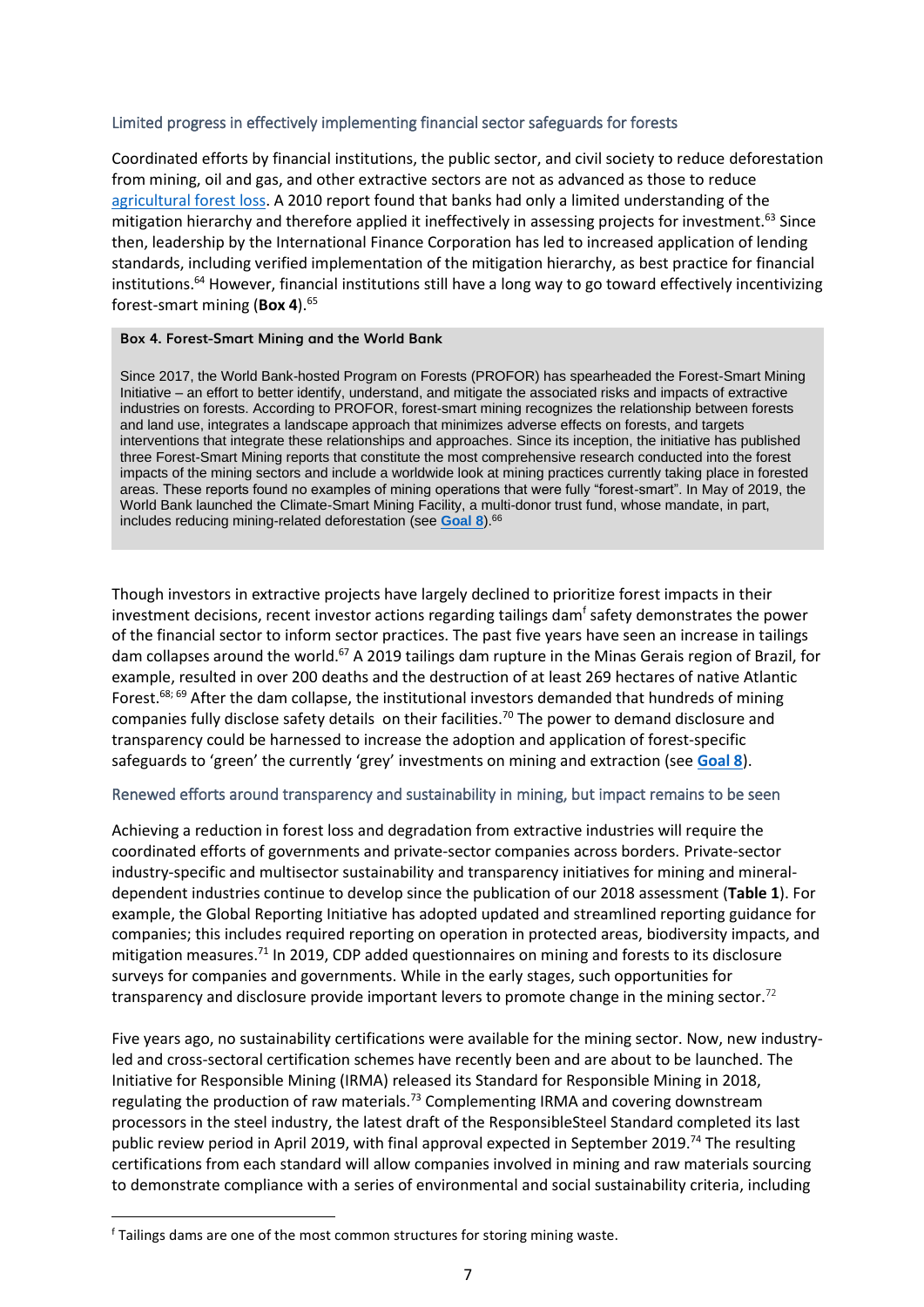### Limited progress in effectively implementing financial sector safeguards for forests

Coordinated efforts by financial institutions, the public sector, and civil society to reduce deforestation from mining, oil and gas, and other extractive sectors are not as advanced as those to reduce agricultural forest loss. A 2010 report found that banks had only a limited understanding of the mitigation hierarchy and therefore applied it ineffectively in assessing projects for investment.[63] Since then, leadership by the International Finance Corporation has led to increased application of lending standards, including verified implementation of the mitigation hierarchy, as best practice for financial institutions.[64] However, financial institutions still have a long way to go toward effectively incentivizing forest-smart mining (**Box 4**).[65]

> **Box 4. Forest-Smart Mining and the World Bank**
>
> Since 2017, the World Bank-hosted Program on Forests (PROFOR) has spearheaded the Forest-Smart Mining Initiative – an effort to better identify, understand, and mitigate the associated risks and impacts of extractive industries on forests. According to PROFOR, forest-smart mining recognizes the relationship between forests and land use, integrates a landscape approach that minimizes adverse effects on forests, and targets interventions that integrate these relationships and approaches. Since its inception, the initiative has published three Forest-Smart Mining reports that constitute the most comprehensive research conducted into the forest impacts of the mining sectors and include a worldwide look at mining practices currently taking place in forested areas. These reports found no examples of mining operations that were fully "forest-smart". In May of 2019, the World Bank launched the Climate-Smart Mining Facility, a multi-donor trust fund, whose mandate, in part, includes reducing mining-related deforestation (see **Goal 8**).[66]

Though investors in extractive projects have largely declined to prioritize forest impacts in their investment decisions, recent investor actions regarding tailings dam[f] safety demonstrates the power of the financial sector to inform sector practices. The past five years have seen an increase in tailings dam collapses around the world.[67] A 2019 tailings dam rupture in the Minas Gerais region of Brazil, for example, resulted in over 200 deaths and the destruction of at least 269 hectares of native Atlantic Forest.[68; 69] After the dam collapse, the institutional investors demanded that hundreds of mining companies fully disclose safety details on their facilities.[70] The power to demand disclosure and transparency could be harnessed to increase the adoption and application of forest-specific safeguards to 'green' the currently 'grey' investments on mining and extraction (see **Goal 8**).

### Renewed efforts around transparency and sustainability in mining, but impact remains to be seen

Achieving a reduction in forest loss and degradation from extractive industries will require the coordinated efforts of governments and private-sector companies across borders. Private-sector industry-specific and multisector sustainability and transparency initiatives for mining and mineral-dependent industries continue to develop since the publication of our 2018 assessment (**Table 1**). For example, the Global Reporting Initiative has adopted updated and streamlined reporting guidance for companies; this includes required reporting on operation in protected areas, biodiversity impacts, and mitigation measures.[71] In 2019, CDP added questionnaires on mining and forests to its disclosure surveys for companies and governments. While in the early stages, such opportunities for transparency and disclosure provide important levers to promote change in the mining sector.[72]

Five years ago, no sustainability certifications were available for the mining sector. Now, new industry-led and cross-sectoral certification schemes have recently been and are about to be launched. The Initiative for Responsible Mining (IRMA) released its Standard for Responsible Mining in 2018, regulating the production of raw materials.[73] Complementing IRMA and covering downstream processors in the steel industry, the latest draft of the ResponsibleSteel Standard completed its last public review period in April 2019, with final approval expected in September 2019.[74] The resulting certifications from each standard will allow companies involved in mining and raw materials sourcing to demonstrate compliance with a series of environmental and social sustainability criteria, including

---

[f] Tailings dams are one of the most common structures for storing mining waste.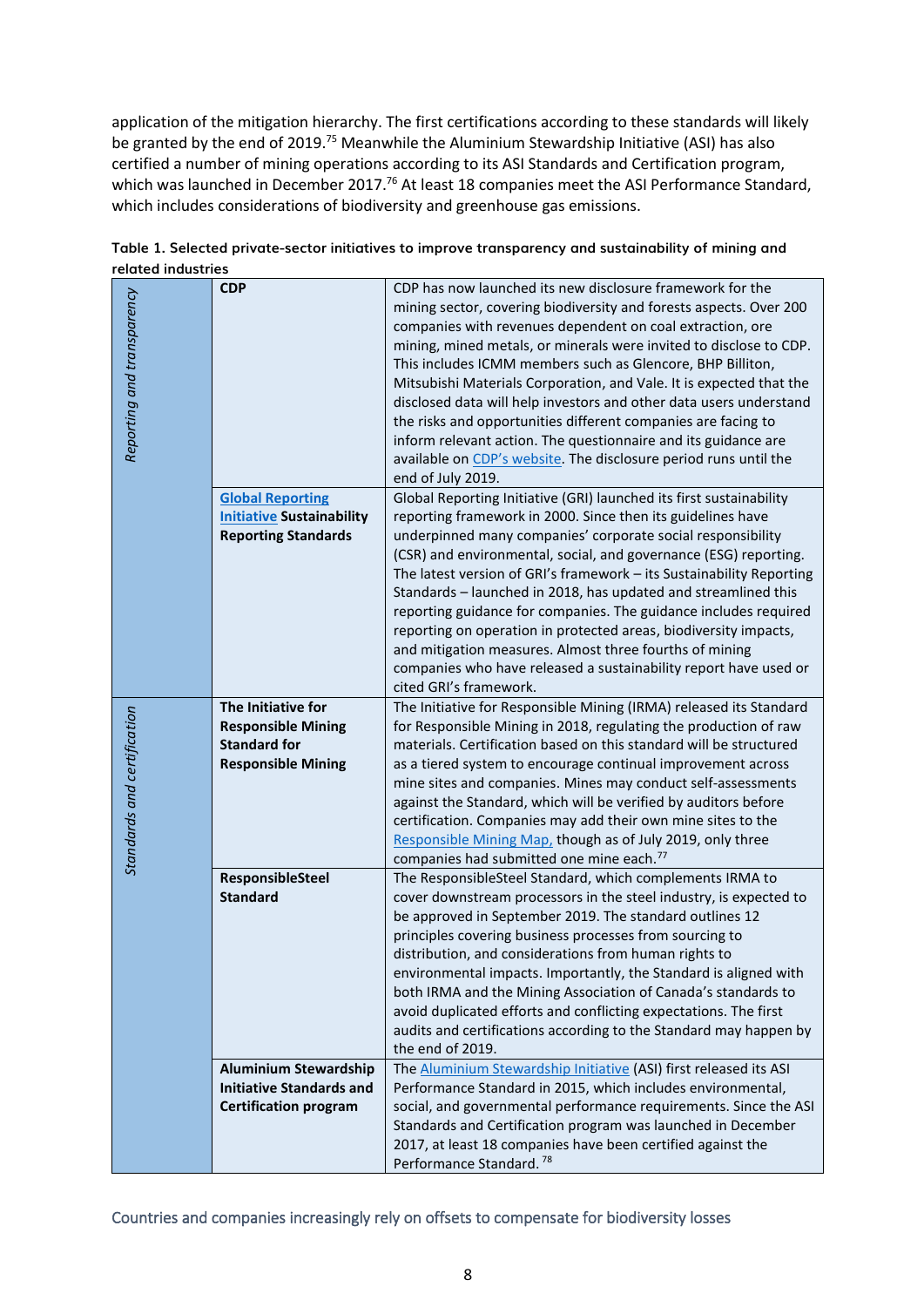application of the mitigation hierarchy. The first certifications according to these standards will likely be granted by the end of 2019.[75] Meanwhile the Aluminium Stewardship Initiative (ASI) has also certified a number of mining operations according to its ASI Standards and Certification program, which was launched in December 2017.[76] At least 18 companies meet the ASI Performance Standard, which includes considerations of biodiversity and greenhouse gas emissions.

**Table 1. Selected private-sector initiatives to improve transparency and sustainability of mining and related industries**

| | | |
|---|---|---|
| *Reporting and transparency* | **CDP** | CDP has now launched its new disclosure framework for the mining sector, covering biodiversity and forests aspects. Over 200 companies with revenues dependent on coal extraction, ore mining, mined metals, or minerals were invited to disclose to CDP. This includes ICMM members such as Glencore, BHP Billiton, Mitsubishi Materials Corporation, and Vale. It is expected that the disclosed data will help investors and other data users understand the risks and opportunities different companies are facing to inform relevant action. The questionnaire and its guidance are available on CDP's website. The disclosure period runs until the end of July 2019. |
| | **Global Reporting Initiative Sustainability Reporting Standards** | Global Reporting Initiative (GRI) launched its first sustainability reporting framework in 2000. Since then its guidelines have underpinned many companies' corporate social responsibility (CSR) and environmental, social, and governance (ESG) reporting. The latest version of GRI's framework – its Sustainability Reporting Standards – launched in 2018, has updated and streamlined this reporting guidance for companies. The guidance includes required reporting on operation in protected areas, biodiversity impacts, and mitigation measures. Almost three fourths of mining companies who have released a sustainability report have used or cited GRI's framework. |
| *Standards and certification* | **The Initiative for Responsible Mining Standard for Responsible Mining** | The Initiative for Responsible Mining (IRMA) released its Standard for Responsible Mining in 2018, regulating the production of raw materials. Certification based on this standard will be structured as a tiered system to encourage continual improvement across mine sites and companies. Mines may conduct self-assessments against the Standard, which will be verified by auditors before certification. Companies may add their own mine sites to the Responsible Mining Map, though as of July 2019, only three companies had submitted one mine each.[77] |
| | **ResponsibleSteel Standard** | The ResponsibleSteel Standard, which complements IRMA to cover downstream processors in the steel industry, is expected to be approved in September 2019. The standard outlines 12 principles covering business processes from sourcing to distribution, and considerations from human rights to environmental impacts. Importantly, the Standard is aligned with both IRMA and the Mining Association of Canada's standards to avoid duplicated efforts and conflicting expectations. The first audits and certifications according to the Standard may happen by the end of 2019. |
| | **Aluminium Stewardship Initiative Standards and Certification program** | The Aluminium Stewardship Initiative (ASI) first released its ASI Performance Standard in 2015, which includes environmental, social, and governmental performance requirements. Since the ASI Standards and Certification program was launched in December 2017, at least 18 companies have been certified against the Performance Standard.[78] |

## Countries and companies increasingly rely on offsets to compensate for biodiversity losses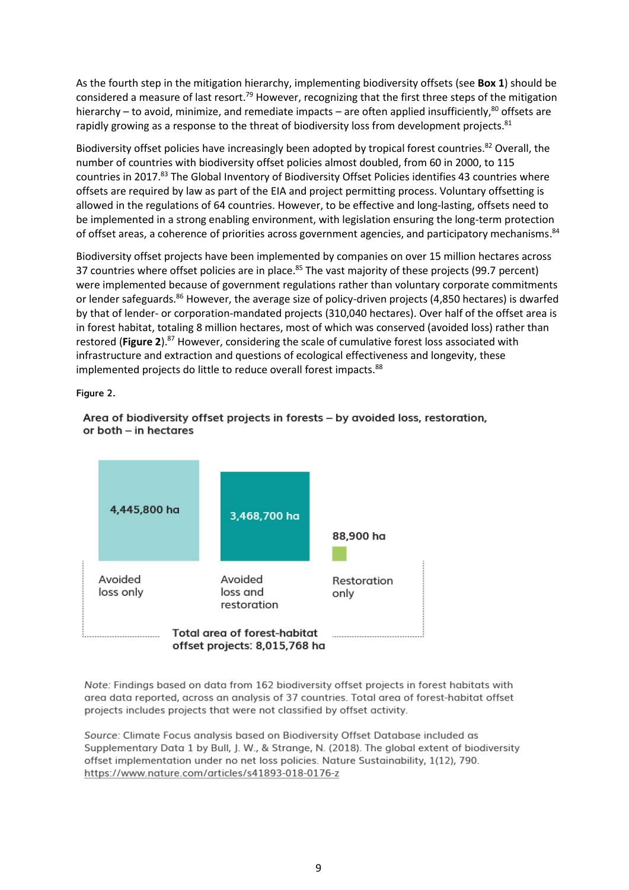As the fourth step in the mitigation hierarchy, implementing biodiversity offsets (see **Box 1**) should be considered a measure of last resort.[79] However, recognizing that the first three steps of the mitigation hierarchy – to avoid, minimize, and remediate impacts – are often applied insufficiently,[80] offsets are rapidly growing as a response to the threat of biodiversity loss from development projects.[81]

Biodiversity offset policies have increasingly been adopted by tropical forest countries.[82] Overall, the number of countries with biodiversity offset policies almost doubled, from 60 in 2000, to 115 countries in 2017.[83] The Global Inventory of Biodiversity Offset Policies identifies 43 countries where offsets are required by law as part of the EIA and project permitting process. Voluntary offsetting is allowed in the regulations of 64 countries. However, to be effective and long-lasting, offsets need to be implemented in a strong enabling environment, with legislation ensuring the long-term protection of offset areas, a coherence of priorities across government agencies, and participatory mechanisms.[84]

Biodiversity offset projects have been implemented by companies on over 15 million hectares across 37 countries where offset policies are in place.[85] The vast majority of these projects (99.7 percent) were implemented because of government regulations rather than voluntary corporate commitments or lender safeguards.[86] However, the average size of policy-driven projects (4,850 hectares) is dwarfed by that of lender- or corporation-mandated projects (310,040 hectares). Over half of the offset area is in forest habitat, totaling 8 million hectares, most of which was conserved (avoided loss) rather than restored (**Figure 2**).[87] However, considering the scale of cumulative forest loss associated with infrastructure and extraction and questions of ecological effectiveness and longevity, these implemented projects do little to reduce overall forest impacts.[88]

Figure 2.

**Area of biodiversity offset projects in forests – by avoided loss, restoration, or both – in hectares**

| Category | Area |
|---|---|
| Avoided loss only | 4,445,800 ha |
| Avoided loss and restoration | 3,468,700 ha |
| Restoration only | 88,900 ha |

**Total area of forest-habitat offset projects: 8,015,768 ha**

*Note:* Findings based on data from 162 biodiversity offset projects in forest habitats with area data reported, across an analysis of 37 countries. Total area of forest-habitat offset projects includes projects that were not classified by offset activity.

*Source:* Climate Focus analysis based on Biodiversity Offset Database included as Supplementary Data 1 by Bull, J. W., & Strange, N. (2018). The global extent of biodiversity offset implementation under no net loss policies. Nature Sustainability, 1(12), 790. https://www.nature.com/articles/s41893-018-0176-z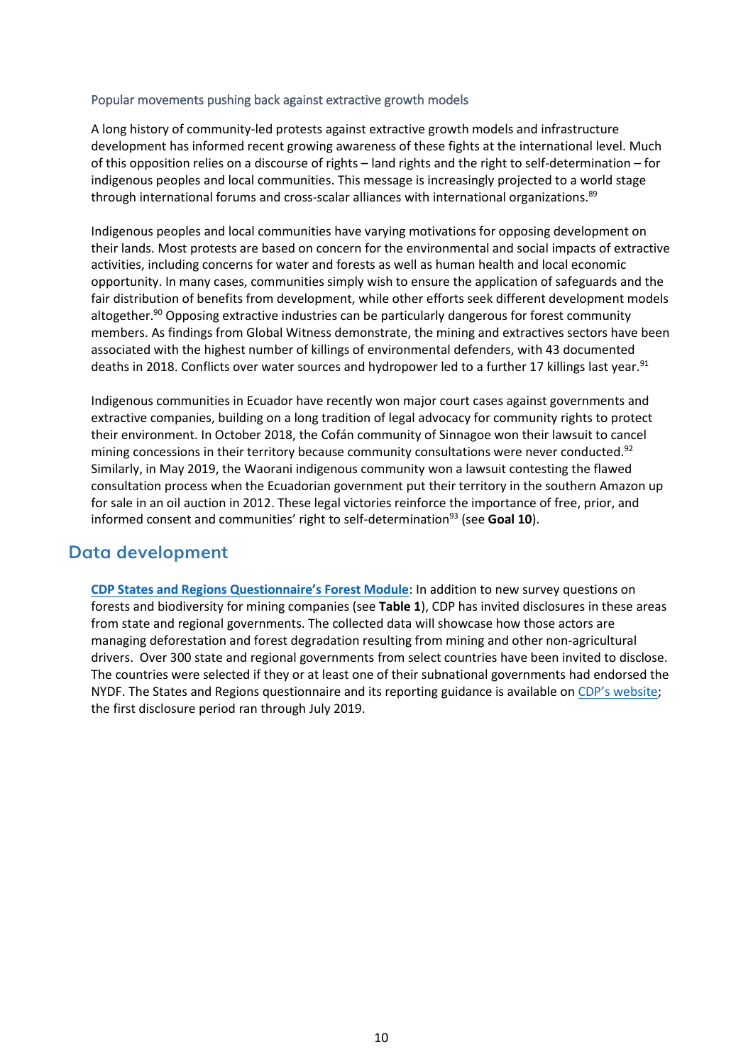### Popular movements pushing back against extractive growth models

A long history of community-led protests against extractive growth models and infrastructure development has informed recent growing awareness of these fights at the international level. Much of this opposition relies on a discourse of rights – land rights and the right to self-determination – for indigenous peoples and local communities. This message is increasingly projected to a world stage through international forums and cross-scalar alliances with international organizations.[89]

Indigenous peoples and local communities have varying motivations for opposing development on their lands. Most protests are based on concern for the environmental and social impacts of extractive activities, including concerns for water and forests as well as human health and local economic opportunity. In many cases, communities simply wish to ensure the application of safeguards and the fair distribution of benefits from development, while other efforts seek different development models altogether.[90] Opposing extractive industries can be particularly dangerous for forest community members. As findings from Global Witness demonstrate, the mining and extractives sectors have been associated with the highest number of killings of environmental defenders, with 43 documented deaths in 2018. Conflicts over water sources and hydropower led to a further 17 killings last year.[91]

Indigenous communities in Ecuador have recently won major court cases against governments and extractive companies, building on a long tradition of legal advocacy for community rights to protect their environment. In October 2018, the Cofán community of Sinnagoe won their lawsuit to cancel mining concessions in their territory because community consultations were never conducted.[92] Similarly, in May 2019, the Waorani indigenous community won a lawsuit contesting the flawed consultation process when the Ecuadorian government put their territory in the southern Amazon up for sale in an oil auction in 2012. These legal victories reinforce the importance of free, prior, and informed consent and communities' right to self-determination[93] (see **Goal 10**).

## Data development

**CDP States and Regions Questionnaire's Forest Module**: In addition to new survey questions on forests and biodiversity for mining companies (see **Table 1**), CDP has invited disclosures in these areas from state and regional governments. The collected data will showcase how those actors are managing deforestation and forest degradation resulting from mining and other non-agricultural drivers. Over 300 state and regional governments from select countries have been invited to disclose. The countries were selected if they or at least one of their subnational governments had endorsed the NYDF. The States and Regions questionnaire and its reporting guidance is available on CDP's website; the first disclosure period ran through July 2019.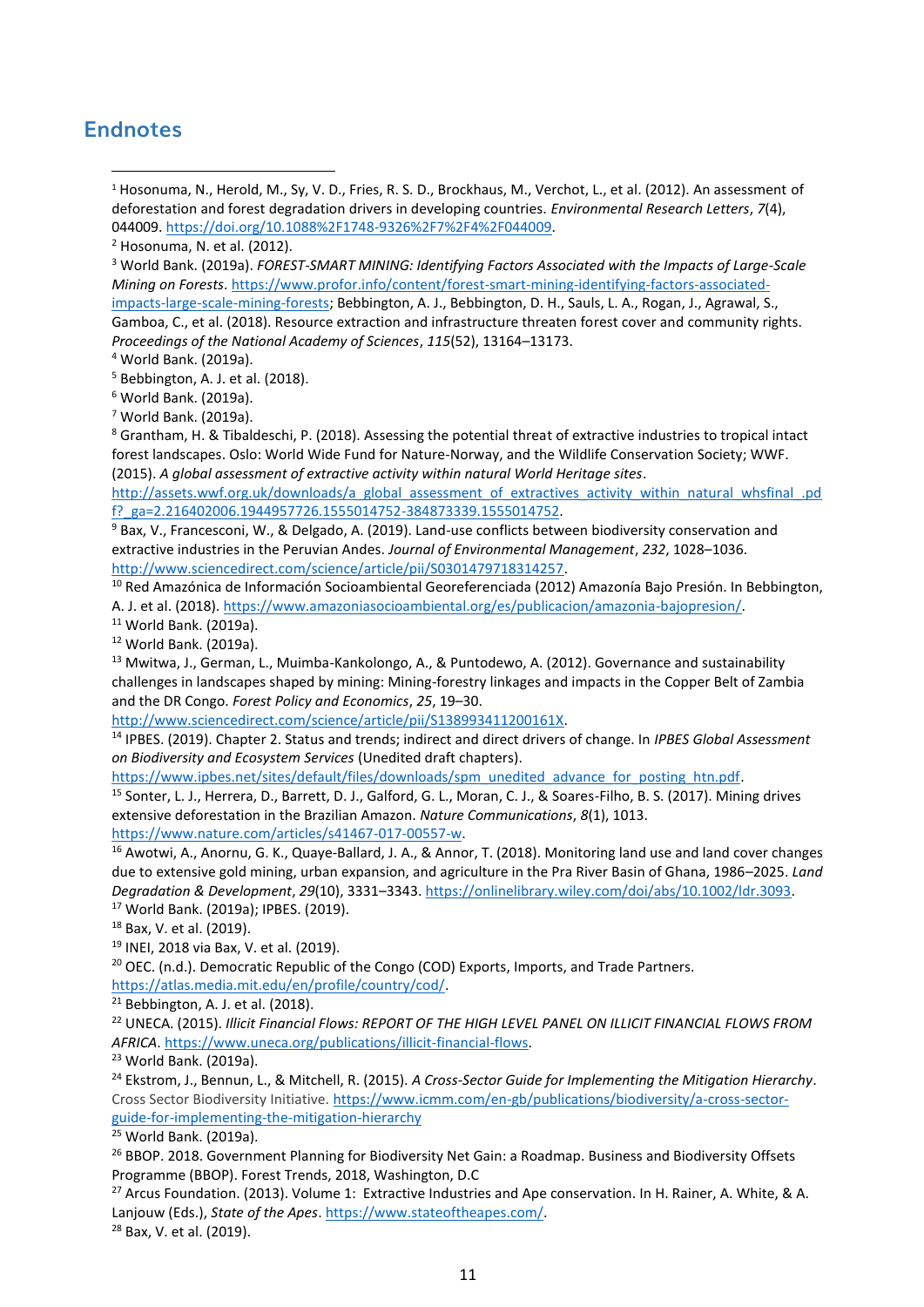## Endnotes

[1] Hosonuma, N., Herold, M., Sy, V. D., Fries, R. S. D., Brockhaus, M., Verchot, L., et al. (2012). An assessment of deforestation and forest degradation drivers in developing countries. *Environmental Research Letters*, *7*(4), 044009. https://doi.org/10.1088%2F1748-9326%2F7%2F4%2F044009.

[2] Hosonuma, N. et al. (2012).

[3] World Bank. (2019a). *FOREST-SMART MINING: Identifying Factors Associated with the Impacts of Large-Scale Mining on Forests*. https://www.profor.info/content/forest-smart-mining-identifying-factors-associated-impacts-large-scale-mining-forests; Bebbington, A. J., Bebbington, D. H., Sauls, L. A., Rogan, J., Agrawal, S., Gamboa, C., et al. (2018). Resource extraction and infrastructure threaten forest cover and community rights. *Proceedings of the National Academy of Sciences*, *115*(52), 13164–13173.

[4] World Bank. (2019a).

[5] Bebbington, A. J. et al. (2018).

[6] World Bank. (2019a).

[7] World Bank. (2019a).

[8] Grantham, H. & Tibaldeschi, P. (2018). Assessing the potential threat of extractive industries to tropical intact forest landscapes. Oslo: World Wide Fund for Nature-Norway, and the Wildlife Conservation Society; WWF. (2015). *A global assessment of extractive activity within natural World Heritage sites*. http://assets.wwf.org.uk/downloads/a_global_assessment_of_extractives_activity_within_natural_whsfinal_.pdf?_ga=2.216402006.1944957726.1555014752-384873339.1555014752.

[9] Bax, V., Francesconi, W., & Delgado, A. (2019). Land-use conflicts between biodiversity conservation and extractive industries in the Peruvian Andes. *Journal of Environmental Management*, *232*, 1028–1036. http://www.sciencedirect.com/science/article/pii/S0301479718314257.

[10] Red Amazónica de Información Socioambiental Georeferenciada (2012) Amazonía Bajo Presión. In Bebbington, A. J. et al. (2018). https://www.amazoniasocioambiental.org/es/publicacion/amazonia-bajopresion/.

[11] World Bank. (2019a).

[12] World Bank. (2019a).

[13] Mwitwa, J., German, L., Muimba-Kankolongo, A., & Puntodewo, A. (2012). Governance and sustainability challenges in landscapes shaped by mining: Mining-forestry linkages and impacts in the Copper Belt of Zambia and the DR Congo. *Forest Policy and Economics*, *25*, 19–30. http://www.sciencedirect.com/science/article/pii/S138993411200161X.

[14] IPBES. (2019). Chapter 2. Status and trends; indirect and direct drivers of change. In *IPBES Global Assessment on Biodiversity and Ecosystem Services* (Unedited draft chapters). https://www.ipbes.net/sites/default/files/downloads/spm_unedited_advance_for_posting_htn.pdf.

[15] Sonter, L. J., Herrera, D., Barrett, D. J., Galford, G. L., Moran, C. J., & Soares-Filho, B. S. (2017). Mining drives extensive deforestation in the Brazilian Amazon. *Nature Communications*, *8*(1), 1013. https://www.nature.com/articles/s41467-017-00557-w.

[16] Awotwi, A., Anornu, G. K., Quaye-Ballard, J. A., & Annor, T. (2018). Monitoring land use and land cover changes due to extensive gold mining, urban expansion, and agriculture in the Pra River Basin of Ghana, 1986–2025. *Land Degradation & Development*, *29*(10), 3331–3343. https://onlinelibrary.wiley.com/doi/abs/10.1002/ldr.3093.

[17] World Bank. (2019a); IPBES. (2019).

[18] Bax, V. et al. (2019).

[19] INEI, 2018 via Bax, V. et al. (2019).

[20] OEC. (n.d.). Democratic Republic of the Congo (COD) Exports, Imports, and Trade Partners. https://atlas.media.mit.edu/en/profile/country/cod/.

[21] Bebbington, A. J. et al. (2018).

[22] UNECA. (2015). *Illicit Financial Flows: REPORT OF THE HIGH LEVEL PANEL ON ILLICIT FINANCIAL FLOWS FROM AFRICA*. https://www.uneca.org/publications/illicit-financial-flows.

[23] World Bank. (2019a).

[24] Ekstrom, J., Bennun, L., & Mitchell, R. (2015). *A Cross-Sector Guide for Implementing the Mitigation Hierarchy*. Cross Sector Biodiversity Initiative. https://www.icmm.com/en-gb/publications/biodiversity/a-cross-sector-guide-for-implementing-the-mitigation-hierarchy

[25] World Bank. (2019a).

[26] BBOP. 2018. Government Planning for Biodiversity Net Gain: a Roadmap. Business and Biodiversity Offsets Programme (BBOP). Forest Trends, 2018, Washington, D.C

[27] Arcus Foundation. (2013). Volume 1: Extractive Industries and Ape conservation. In H. Rainer, A. White, & A. Lanjouw (Eds.), *State of the Apes*. https://www.stateoftheapes.com/.

[28] Bax, V. et al. (2019).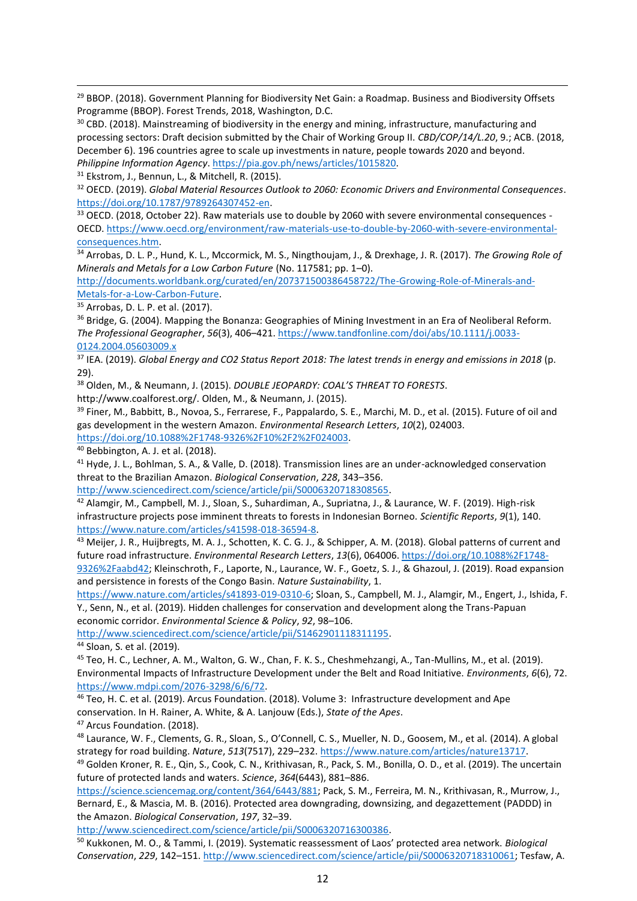[29] BBOP. (2018). Government Planning for Biodiversity Net Gain: a Roadmap. Business and Biodiversity Offsets Programme (BBOP). Forest Trends, 2018, Washington, D.C.

[30] CBD. (2018). Mainstreaming of biodiversity in the energy and mining, infrastructure, manufacturing and processing sectors: Draft decision submitted by the Chair of Working Group II. *CBD/COP/14/L.20*, 9.; ACB. (2018, December 6). 196 countries agree to scale up investments in nature, people towards 2020 and beyond. *Philippine Information Agency*. https://pia.gov.ph/news/articles/1015820.

[31] Ekstrom, J., Bennun, L., & Mitchell, R. (2015).

[32] OECD. (2019). *Global Material Resources Outlook to 2060: Economic Drivers and Environmental Consequences*. https://doi.org/10.1787/9789264307452-en.

[33] OECD. (2018, October 22). Raw materials use to double by 2060 with severe environmental consequences - OECD. https://www.oecd.org/environment/raw-materials-use-to-double-by-2060-with-severe-environmental-consequences.htm.

[34] Arrobas, D. L. P., Hund, K. L., Mccormick, M. S., Ningthoujam, J., & Drexhage, J. R. (2017). *The Growing Role of Minerals and Metals for a Low Carbon Future* (No. 117581; pp. 1–0). http://documents.worldbank.org/curated/en/207371500386458722/The-Growing-Role-of-Minerals-and-Metals-for-a-Low-Carbon-Future.

[35] Arrobas, D. L. P. et al. (2017).

[36] Bridge, G. (2004). Mapping the Bonanza: Geographies of Mining Investment in an Era of Neoliberal Reform. *The Professional Geographer*, *56*(3), 406–421. https://www.tandfonline.com/doi/abs/10.1111/j.0033-0124.2004.05603009.x

[37] IEA. (2019). *Global Energy and CO2 Status Report 2018: The latest trends in energy and emissions in 2018* (p. 29).

[38] Olden, M., & Neumann, J. (2015). *DOUBLE JEOPARDY: COAL'S THREAT TO FORESTS*. http://www.coalforest.org/. Olden, M., & Neumann, J. (2015).

[39] Finer, M., Babbitt, B., Novoa, S., Ferrarese, F., Pappalardo, S. E., Marchi, M. D., et al. (2015). Future of oil and gas development in the western Amazon. *Environmental Research Letters*, *10*(2), 024003. https://doi.org/10.1088%2F1748-9326%2F10%2F2%2F024003.

[40] Bebbington, A. J. et al. (2018).

[41] Hyde, J. L., Bohlman, S. A., & Valle, D. (2018). Transmission lines are an under-acknowledged conservation threat to the Brazilian Amazon. *Biological Conservation*, *228*, 343–356. http://www.sciencedirect.com/science/article/pii/S0006320718308565.

[42] Alamgir, M., Campbell, M. J., Sloan, S., Suhardiman, A., Supriatna, J., & Laurance, W. F. (2019). High-risk infrastructure projects pose imminent threats to forests in Indonesian Borneo. *Scientific Reports*, *9*(1), 140. https://www.nature.com/articles/s41598-018-36594-8.

[43] Meijer, J. R., Huijbregts, M. A. J., Schotten, K. C. G. J., & Schipper, A. M. (2018). Global patterns of current and future road infrastructure. *Environmental Research Letters*, *13*(6), 064006. https://doi.org/10.1088%2F1748-9326%2Faabd42; Kleinschroth, F., Laporte, N., Laurance, W. F., Goetz, S. J., & Ghazoul, J. (2019). Road expansion and persistence in forests of the Congo Basin. *Nature Sustainability*, 1. https://www.nature.com/articles/s41893-019-0310-6; Sloan, S., Campbell, M. J., Alamgir, M., Engert, J., Ishida, F. Y., Senn, N., et al. (2019). Hidden challenges for conservation and development along the Trans-Papuan economic corridor. *Environmental Science & Policy*, *92*, 98–106. http://www.sciencedirect.com/science/article/pii/S1462901118311195.

[44] Sloan, S. et al. (2019).

[45] Teo, H. C., Lechner, A. M., Walton, G. W., Chan, F. K. S., Cheshmehzangi, A., Tan-Mullins, M., et al. (2019). Environmental Impacts of Infrastructure Development under the Belt and Road Initiative. *Environments*, *6*(6), 72. https://www.mdpi.com/2076-3298/6/6/72.

[46] Teo, H. C. et al. (2019). Arcus Foundation. (2018). Volume 3: Infrastructure development and Ape conservation. In H. Rainer, A. White, & A. Lanjouw (Eds.), *State of the Apes*.

[47] Arcus Foundation. (2018).

[48] Laurance, W. F., Clements, G. R., Sloan, S., O'Connell, C. S., Mueller, N. D., Goosem, M., et al. (2014). A global strategy for road building. *Nature*, *513*(7517), 229–232. https://www.nature.com/articles/nature13717.

[49] Golden Kroner, R. E., Qin, S., Cook, C. N., Krithivasan, R., Pack, S. M., Bonilla, O. D., et al. (2019). The uncertain future of protected lands and waters. *Science*, *364*(6443), 881–886. https://science.sciencemag.org/content/364/6443/881; Pack, S. M., Ferreira, M. N., Krithivasan, R., Murrow, J., Bernard, E., & Mascia, M. B. (2016). Protected area downgrading, downsizing, and degazettement (PADDD) in the Amazon. *Biological Conservation*, *197*, 32–39. http://www.sciencedirect.com/science/article/pii/S0006320716300386.

[50] Kukkonen, M. O., & Tammi, I. (2019). Systematic reassessment of Laos' protected area network. *Biological Conservation*, *229*, 142–151. http://www.sciencedirect.com/science/article/pii/S0006320718310061; Tesfaw, A.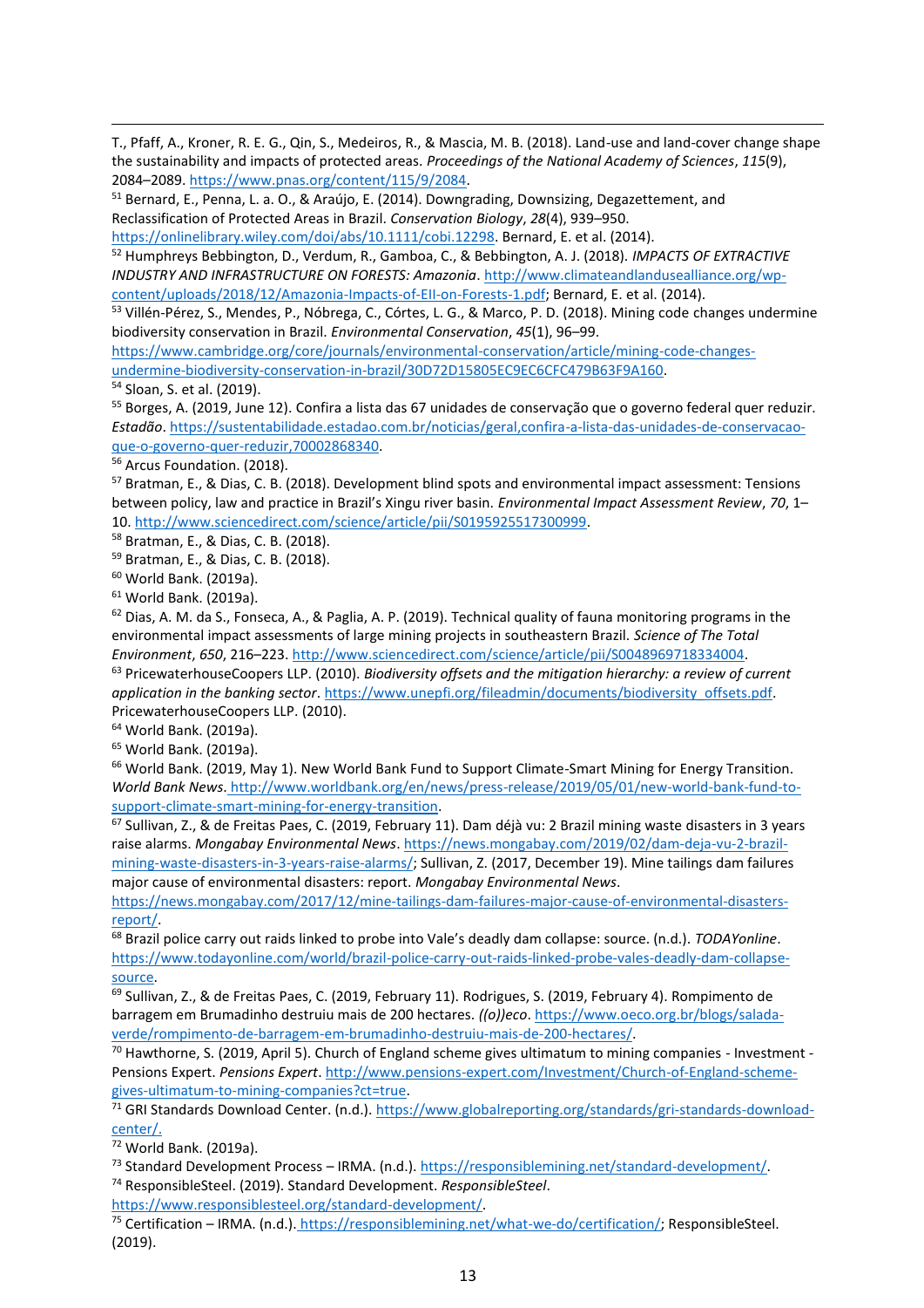T., Pfaff, A., Kroner, R. E. G., Qin, S., Medeiros, R., & Mascia, M. B. (2018). Land-use and land-cover change shape the sustainability and impacts of protected areas. *Proceedings of the National Academy of Sciences*, *115*(9), 2084–2089. https://www.pnas.org/content/115/9/2084.

[51] Bernard, E., Penna, L. a. O., & Araújo, E. (2014). Downgrading, Downsizing, Degazettement, and Reclassification of Protected Areas in Brazil. *Conservation Biology*, *28*(4), 939–950. https://onlinelibrary.wiley.com/doi/abs/10.1111/cobi.12298. Bernard, E. et al. (2014).

[52] Humphreys Bebbington, D., Verdum, R., Gamboa, C., & Bebbington, A. J. (2018). *IMPACTS OF EXTRACTIVE INDUSTRY AND INFRASTRUCTURE ON FORESTS: Amazonia*. http://www.climateandlandusealliance.org/wp-content/uploads/2018/12/Amazonia-Impacts-of-EII-on-Forests-1.pdf; Bernard, E. et al. (2014).

[53] Villén-Pérez, S., Mendes, P., Nóbrega, C., Córtes, L. G., & Marco, P. D. (2018). Mining code changes undermine biodiversity conservation in Brazil. *Environmental Conservation*, *45*(1), 96–99. https://www.cambridge.org/core/journals/environmental-conservation/article/mining-code-changes-undermine-biodiversity-conservation-in-brazil/30D72D15805EC9EC6CFC479B63F9A160.

[54] Sloan, S. et al. (2019).

[55] Borges, A. (2019, June 12). Confira a lista das 67 unidades de conservação que o governo federal quer reduzir. *Estadão*. https://sustentabilidade.estadao.com.br/noticias/geral,confira-a-lista-das-unidades-de-conservacao-que-o-governo-quer-reduzir,70002868340.

[56] Arcus Foundation. (2018).

[57] Bratman, E., & Dias, C. B. (2018). Development blind spots and environmental impact assessment: Tensions between policy, law and practice in Brazil's Xingu river basin. *Environmental Impact Assessment Review*, *70*, 1–10. http://www.sciencedirect.com/science/article/pii/S0195925517300999.

[58] Bratman, E., & Dias, C. B. (2018).

[59] Bratman, E., & Dias, C. B. (2018).

[60] World Bank. (2019a).

[61] World Bank. (2019a).

[62] Dias, A. M. da S., Fonseca, A., & Paglia, A. P. (2019). Technical quality of fauna monitoring programs in the environmental impact assessments of large mining projects in southeastern Brazil. *Science of The Total Environment*, *650*, 216–223. http://www.sciencedirect.com/science/article/pii/S0048969718334004.

[63] PricewaterhouseCoopers LLP. (2010). *Biodiversity offsets and the mitigation hierarchy: a review of current application in the banking sector*. https://www.unepfi.org/fileadmin/documents/biodiversity_offsets.pdf. PricewaterhouseCoopers LLP. (2010).

[64] World Bank. (2019a).

[65] World Bank. (2019a).

[66] World Bank. (2019, May 1). New World Bank Fund to Support Climate-Smart Mining for Energy Transition. *World Bank News*. http://www.worldbank.org/en/news/press-release/2019/05/01/new-world-bank-fund-to-support-climate-smart-mining-for-energy-transition.

[67] Sullivan, Z., & de Freitas Paes, C. (2019, February 11). Dam déjà vu: 2 Brazil mining waste disasters in 3 years raise alarms. *Mongabay Environmental News*. https://news.mongabay.com/2019/02/dam-deja-vu-2-brazil-mining-waste-disasters-in-3-years-raise-alarms/; Sullivan, Z. (2017, December 19). Mine tailings dam failures major cause of environmental disasters: report. *Mongabay Environmental News*. https://news.mongabay.com/2017/12/mine-tailings-dam-failures-major-cause-of-environmental-disasters-report/.

[68] Brazil police carry out raids linked to probe into Vale's deadly dam collapse: source. (n.d.). *TODAYonline*. https://www.todayonline.com/world/brazil-police-carry-out-raids-linked-probe-vales-deadly-dam-collapse-source.

[69] Sullivan, Z., & de Freitas Paes, C. (2019, February 11). Rodrigues, S. (2019, February 4). Rompimento de barragem em Brumadinho destruiu mais de 200 hectares. *((o))eco*. https://www.oeco.org.br/blogs/salada-verde/rompimento-de-barragem-em-brumadinho-destruiu-mais-de-200-hectares/.

[70] Hawthorne, S. (2019, April 5). Church of England scheme gives ultimatum to mining companies - Investment - Pensions Expert. *Pensions Expert*. http://www.pensions-expert.com/Investment/Church-of-England-scheme-gives-ultimatum-to-mining-companies?ct=true.

[71] GRI Standards Download Center. (n.d.). https://www.globalreporting.org/standards/gri-standards-download-center/.

[72] World Bank. (2019a).

[73] Standard Development Process – IRMA. (n.d.). https://responsiblemining.net/standard-development/.

[74] ResponsibleSteel. (2019). Standard Development. *ResponsibleSteel*. https://www.responsiblesteel.org/standard-development/.

[75] Certification – IRMA. (n.d.). https://responsiblemining.net/what-we-do/certification/; ResponsibleSteel. (2019).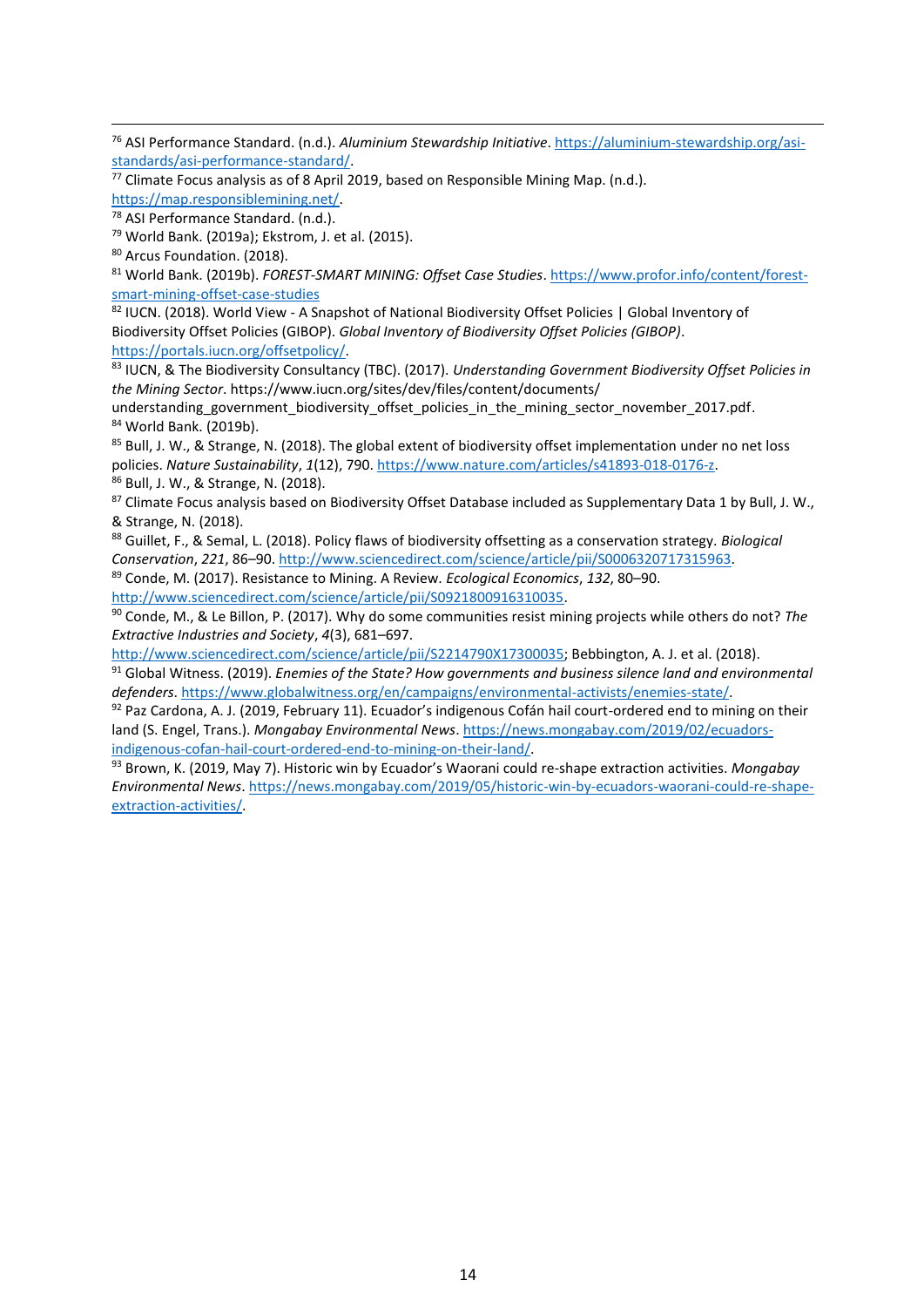[76] ASI Performance Standard. (n.d.). *Aluminium Stewardship Initiative*. https://aluminium-stewardship.org/asi-standards/asi-performance-standard/.

[77] Climate Focus analysis as of 8 April 2019, based on Responsible Mining Map. (n.d.). https://map.responsiblemining.net/.

[78] ASI Performance Standard. (n.d.).

[79] World Bank. (2019a); Ekstrom, J. et al. (2015).

[80] Arcus Foundation. (2018).

[81] World Bank. (2019b). *FOREST-SMART MINING: Offset Case Studies*. https://www.profor.info/content/forest-smart-mining-offset-case-studies

[82] IUCN. (2018). World View - A Snapshot of National Biodiversity Offset Policies | Global Inventory of Biodiversity Offset Policies (GIBOP). *Global Inventory of Biodiversity Offset Policies (GIBOP)*. https://portals.iucn.org/offsetpolicy/.

[83] IUCN, & The Biodiversity Consultancy (TBC). (2017). *Understanding Government Biodiversity Offset Policies in the Mining Sector*. https://www.iucn.org/sites/dev/files/content/documents/understanding_government_biodiversity_offset_policies_in_the_mining_sector_november_2017.pdf.

[84] World Bank. (2019b).

[85] Bull, J. W., & Strange, N. (2018). The global extent of biodiversity offset implementation under no net loss policies. *Nature Sustainability*, *1*(12), 790. https://www.nature.com/articles/s41893-018-0176-z.

[86] Bull, J. W., & Strange, N. (2018).

[87] Climate Focus analysis based on Biodiversity Offset Database included as Supplementary Data 1 by Bull, J. W., & Strange, N. (2018).

[88] Guillet, F., & Semal, L. (2018). Policy flaws of biodiversity offsetting as a conservation strategy. *Biological Conservation*, *221*, 86–90. http://www.sciencedirect.com/science/article/pii/S0006320717315963.

[89] Conde, M. (2017). Resistance to Mining. A Review. *Ecological Economics*, *132*, 80–90. http://www.sciencedirect.com/science/article/pii/S0921800916310035.

[90] Conde, M., & Le Billon, P. (2017). Why do some communities resist mining projects while others do not? *The Extractive Industries and Society*, *4*(3), 681–697. http://www.sciencedirect.com/science/article/pii/S2214790X17300035; Bebbington, A. J. et al. (2018).

[91] Global Witness. (2019). *Enemies of the State? How governments and business silence land and environmental defenders*. https://www.globalwitness.org/en/campaigns/environmental-activists/enemies-state/.

[92] Paz Cardona, A. J. (2019, February 11). Ecuador's indigenous Cofán hail court-ordered end to mining on their land (S. Engel, Trans.). *Mongabay Environmental News*. https://news.mongabay.com/2019/02/ecuadors-indigenous-cofan-hail-court-ordered-end-to-mining-on-their-land/.

[93] Brown, K. (2019, May 7). Historic win by Ecuador's Waorani could re-shape extraction activities. *Mongabay Environmental News*. https://news.mongabay.com/2019/05/historic-win-by-ecuadors-waorani-could-re-shape-extraction-activities/.